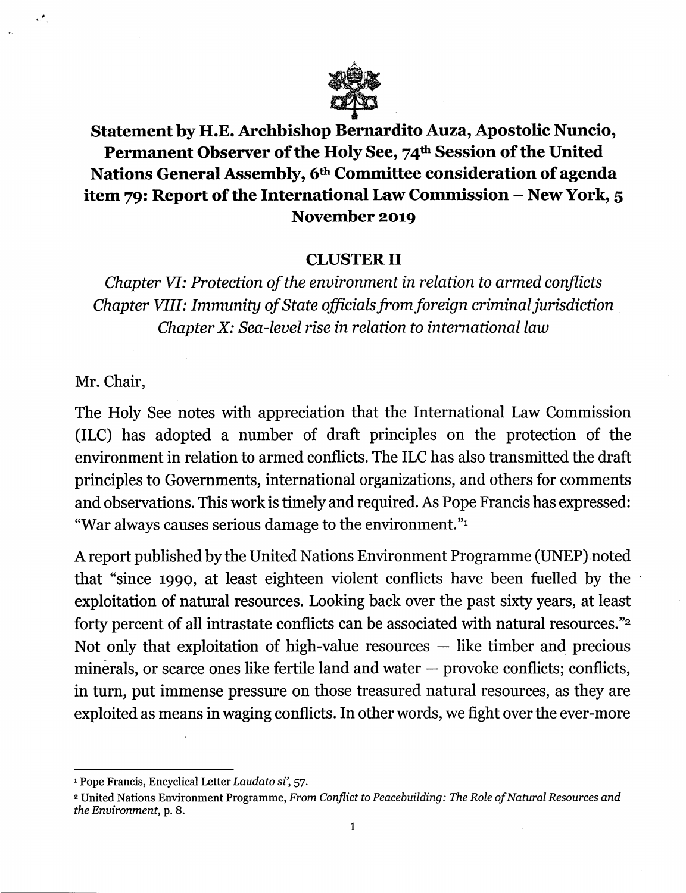# Statement by H.E. Archbishop Bernardito Auza, Apostolic Nuncio, Permanent Observer of the Holy See, 74th Session of the United Nations General Assembly, 6th Committee consideration of agenda item 79: Report of the International Law Commission – New York, 5 November 2019

## CLUSTER II

*Chapter VI: Protection of the environment in relation to armed conflicts*
*Chapter VIII: Immunity of State officials from foreign criminal jurisdiction*
*Chapter X: Sea-level rise in relation to international law*

Mr. Chair,

The Holy See notes with appreciation that the International Law Commission (ILC) has adopted a number of draft principles on the protection of the environment in relation to armed conflicts. The ILC has also transmitted the draft principles to Governments, international organizations, and others for comments and observations. This work is timely and required. As Pope Francis has expressed: "War always causes serious damage to the environment."[1]

A report published by the United Nations Environment Programme (UNEP) noted that "since 1990, at least eighteen violent conflicts have been fuelled by the exploitation of natural resources. Looking back over the past sixty years, at least forty percent of all intrastate conflicts can be associated with natural resources."[2] Not only that exploitation of high-value resources — like timber and precious minerals, or scarce ones like fertile land and water — provoke conflicts; conflicts, in turn, put immense pressure on those treasured natural resources, as they are exploited as means in waging conflicts. In other words, we fight over the ever-more

---

[1] Pope Francis, Encyclical Letter *Laudato si'*, 57.

[2] United Nations Environment Programme, *From Conflict to Peacebuilding: The Role of Natural Resources and the Environment*, p. 8.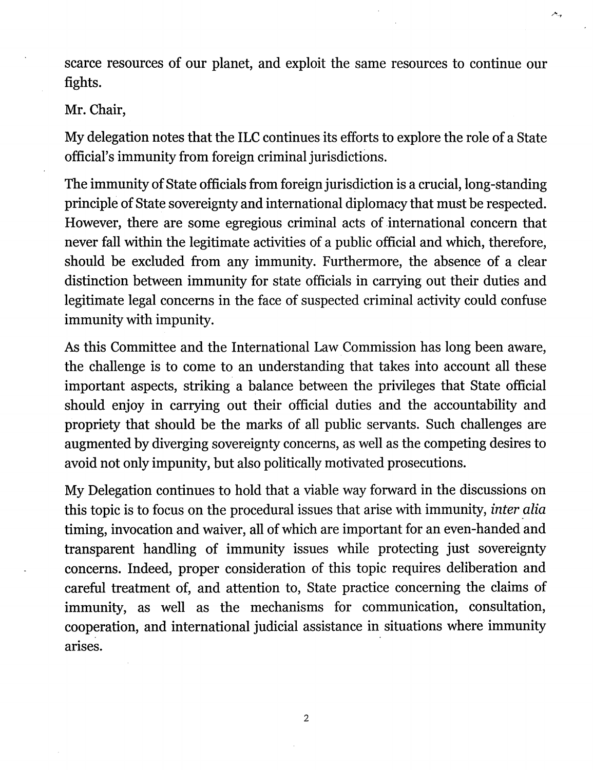scarce resources of our planet, and exploit the same resources to continue our fights.

Mr. Chair,

My delegation notes that the ILC continues its efforts to explore the role of a State official's immunity from foreign criminal jurisdictions.

The immunity of State officials from foreign jurisdiction is a crucial, long-standing principle of State sovereignty and international diplomacy that must be respected. However, there are some egregious criminal acts of international concern that never fall within the legitimate activities of a public official and which, therefore, should be excluded from any immunity. Furthermore, the absence of a clear distinction between immunity for state officials in carrying out their duties and legitimate legal concerns in the face of suspected criminal activity could confuse immunity with impunity.

As this Committee and the International Law Commission has long been aware, the challenge is to come to an understanding that takes into account all these important aspects, striking a balance between the privileges that State official should enjoy in carrying out their official duties and the accountability and propriety that should be the marks of all public servants. Such challenges are augmented by diverging sovereignty concerns, as well as the competing desires to avoid not only impunity, but also politically motivated prosecutions.

My Delegation continues to hold that a viable way forward in the discussions on this topic is to focus on the procedural issues that arise with immunity, *inter alia* timing, invocation and waiver, all of which are important for an even-handed and transparent handling of immunity issues while protecting just sovereignty concerns. Indeed, proper consideration of this topic requires deliberation and careful treatment of, and attention to, State practice concerning the claims of immunity, as well as the mechanisms for communication, consultation, cooperation, and international judicial assistance in situations where immunity arises.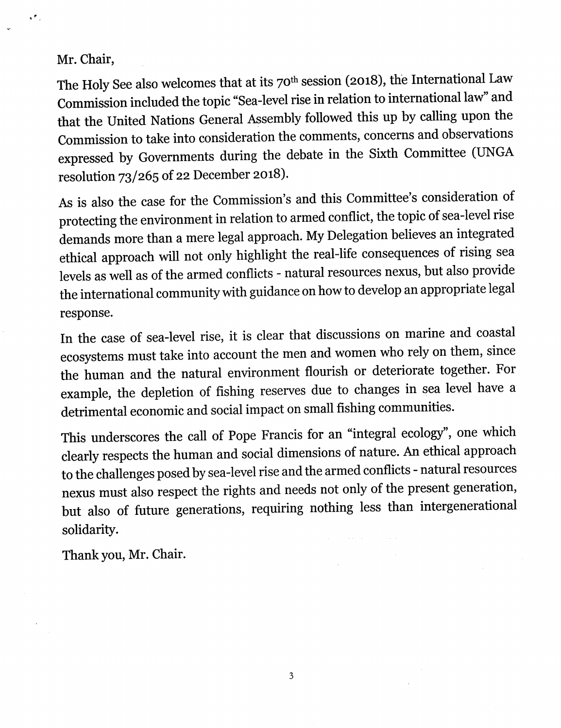Mr. Chair,

The Holy See also welcomes that at its 70th session (2018), the International Law Commission included the topic "Sea-level rise in relation to international law" and that the United Nations General Assembly followed this up by calling upon the Commission to take into consideration the comments, concerns and observations expressed by Governments during the debate in the Sixth Committee (UNGA resolution 73/265 of 22 December 2018).

As is also the case for the Commission's and this Committee's consideration of protecting the environment in relation to armed conflict, the topic of sea-level rise demands more than a mere legal approach. My Delegation believes an integrated ethical approach will not only highlight the real-life consequences of rising sea levels as well as of the armed conflicts - natural resources nexus, but also provide the international community with guidance on how to develop an appropriate legal response.

In the case of sea-level rise, it is clear that discussions on marine and coastal ecosystems must take into account the men and women who rely on them, since the human and the natural environment flourish or deteriorate together. For example, the depletion of fishing reserves due to changes in sea level have a detrimental economic and social impact on small fishing communities.

This underscores the call of Pope Francis for an "integral ecology", one which clearly respects the human and social dimensions of nature. An ethical approach to the challenges posed by sea-level rise and the armed conflicts - natural resources nexus must also respect the rights and needs not only of the present generation, but also of future generations, requiring nothing less than intergenerational solidarity.

Thank you, Mr. Chair.